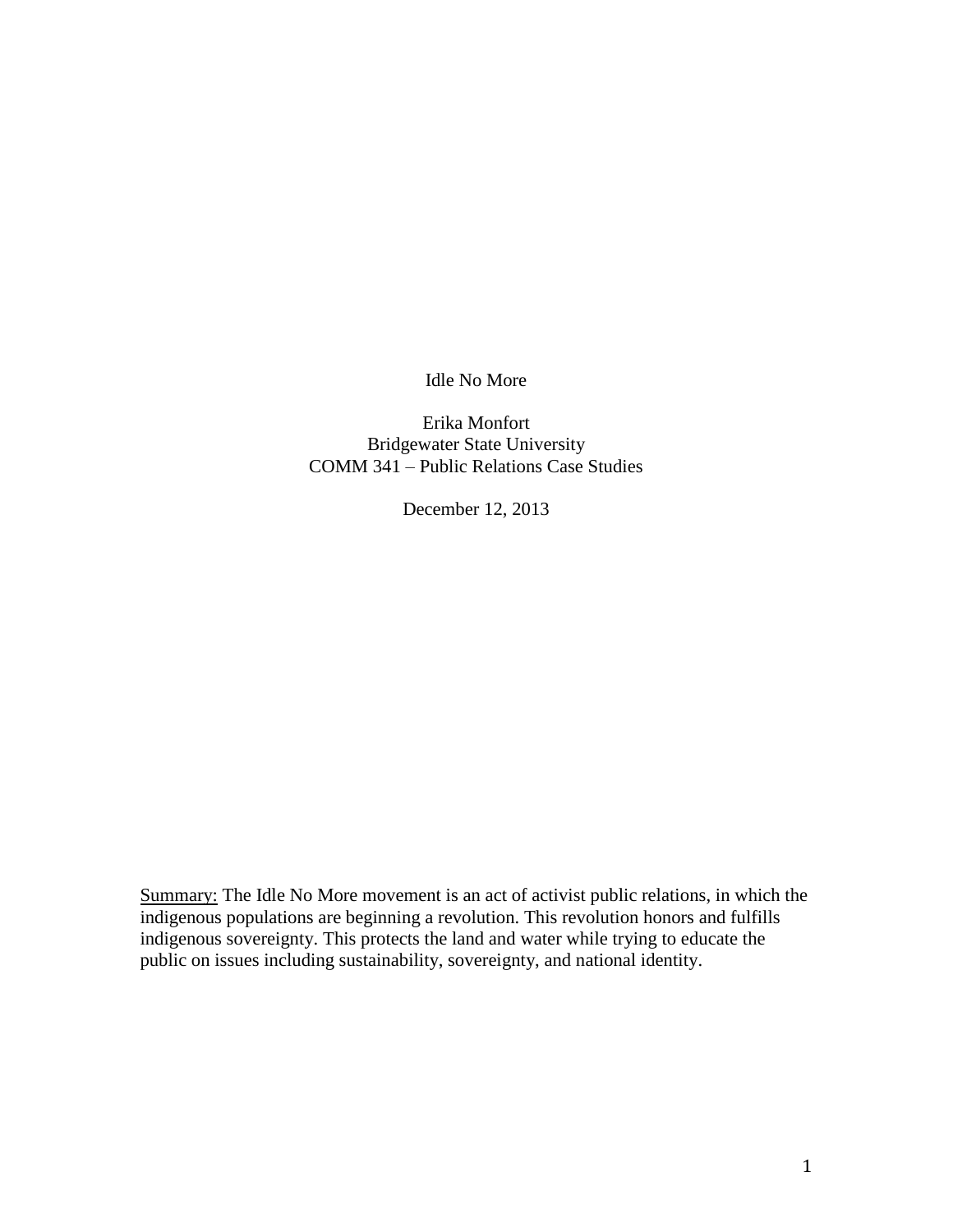# Idle No More

Erika Monfort
Bridgewater State University
COMM 341 – Public Relations Case Studies

December 12, 2013

Summary: The Idle No More movement is an act of activist public relations, in which the indigenous populations are beginning a revolution. This revolution honors and fulfills indigenous sovereignty. This protects the land and water while trying to educate the public on issues including sustainability, sovereignty, and national identity.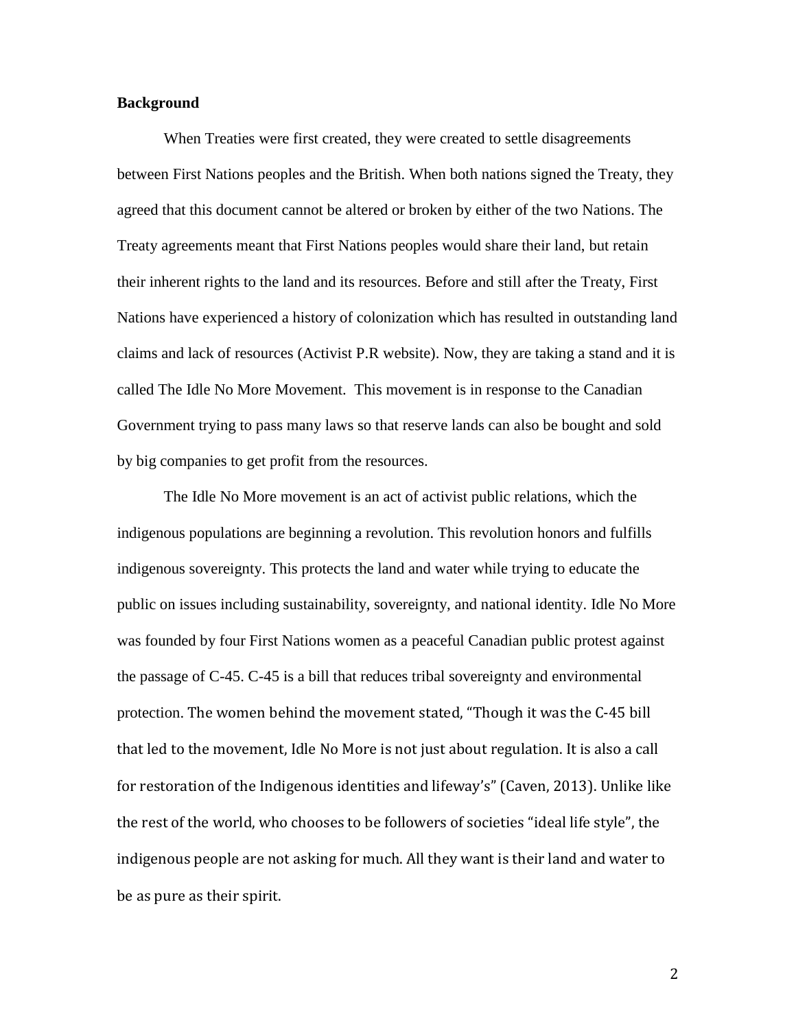**Background**

When Treaties were first created, they were created to settle disagreements between First Nations peoples and the British. When both nations signed the Treaty, they agreed that this document cannot be altered or broken by either of the two Nations. The Treaty agreements meant that First Nations peoples would share their land, but retain their inherent rights to the land and its resources. Before and still after the Treaty, First Nations have experienced a history of colonization which has resulted in outstanding land claims and lack of resources (Activist P.R website). Now, they are taking a stand and it is called The Idle No More Movement. This movement is in response to the Canadian Government trying to pass many laws so that reserve lands can also be bought and sold by big companies to get profit from the resources.

The Idle No More movement is an act of activist public relations, which the indigenous populations are beginning a revolution. This revolution honors and fulfills indigenous sovereignty. This protects the land and water while trying to educate the public on issues including sustainability, sovereignty, and national identity. Idle No More was founded by four First Nations women as a peaceful Canadian public protest against the passage of C-45. C-45 is a bill that reduces tribal sovereignty and environmental protection. The women behind the movement stated, "Though it was the C-45 bill that led to the movement, Idle No More is not just about regulation. It is also a call for restoration of the Indigenous identities and lifeway's" (Caven, 2013). Unlike like the rest of the world, who chooses to be followers of societies "ideal life style", the indigenous people are not asking for much. All they want is their land and water to be as pure as their spirit.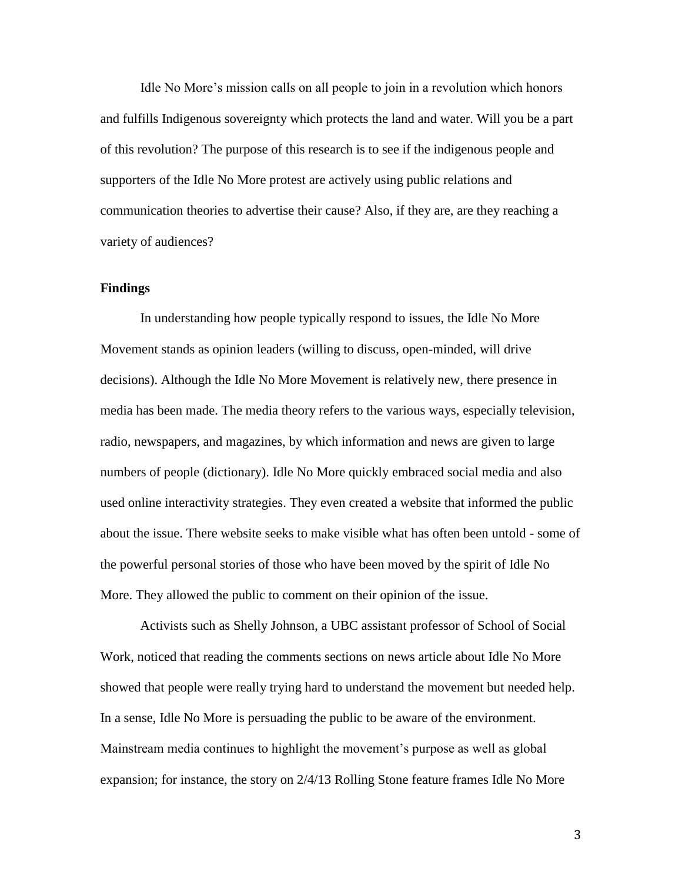Idle No More's mission calls on all people to join in a revolution which honors and fulfills Indigenous sovereignty which protects the land and water. Will you be a part of this revolution? The purpose of this research is to see if the indigenous people and supporters of the Idle No More protest are actively using public relations and communication theories to advertise their cause? Also, if they are, are they reaching a variety of audiences?

**Findings**

In understanding how people typically respond to issues, the Idle No More Movement stands as opinion leaders (willing to discuss, open-minded, will drive decisions). Although the Idle No More Movement is relatively new, there presence in media has been made. The media theory refers to the various ways, especially television, radio, newspapers, and magazines, by which information and news are given to large numbers of people (dictionary). Idle No More quickly embraced social media and also used online interactivity strategies. They even created a website that informed the public about the issue. There website seeks to make visible what has often been untold - some of the powerful personal stories of those who have been moved by the spirit of Idle No More. They allowed the public to comment on their opinion of the issue.

Activists such as Shelly Johnson, a UBC assistant professor of School of Social Work, noticed that reading the comments sections on news article about Idle No More showed that people were really trying hard to understand the movement but needed help. In a sense, Idle No More is persuading the public to be aware of the environment. Mainstream media continues to highlight the movement's purpose as well as global expansion; for instance, the story on 2/4/13 Rolling Stone feature frames Idle No More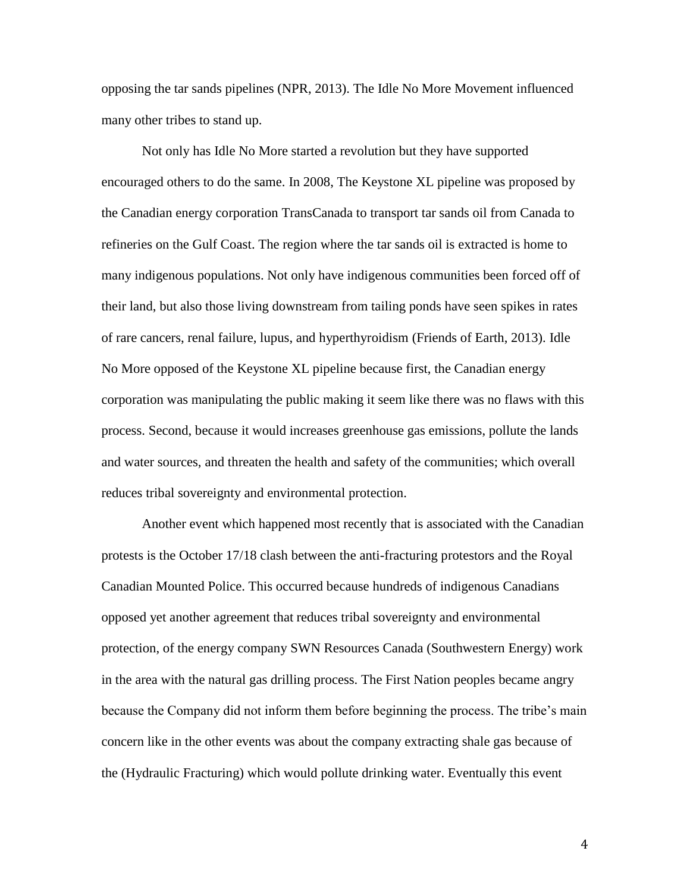opposing the tar sands pipelines (NPR, 2013). The Idle No More Movement influenced many other tribes to stand up.

Not only has Idle No More started a revolution but they have supported encouraged others to do the same. In 2008, The Keystone XL pipeline was proposed by the Canadian energy corporation TransCanada to transport tar sands oil from Canada to refineries on the Gulf Coast. The region where the tar sands oil is extracted is home to many indigenous populations. Not only have indigenous communities been forced off of their land, but also those living downstream from tailing ponds have seen spikes in rates of rare cancers, renal failure, lupus, and hyperthyroidism (Friends of Earth, 2013). Idle No More opposed of the Keystone XL pipeline because first, the Canadian energy corporation was manipulating the public making it seem like there was no flaws with this process. Second, because it would increases greenhouse gas emissions, pollute the lands and water sources, and threaten the health and safety of the communities; which overall reduces tribal sovereignty and environmental protection.

Another event which happened most recently that is associated with the Canadian protests is the October 17/18 clash between the anti-fracturing protestors and the Royal Canadian Mounted Police. This occurred because hundreds of indigenous Canadians opposed yet another agreement that reduces tribal sovereignty and environmental protection, of the energy company SWN Resources Canada (Southwestern Energy) work in the area with the natural gas drilling process. The First Nation peoples became angry because the Company did not inform them before beginning the process. The tribe's main concern like in the other events was about the company extracting shale gas because of the (Hydraulic Fracturing) which would pollute drinking water. Eventually this event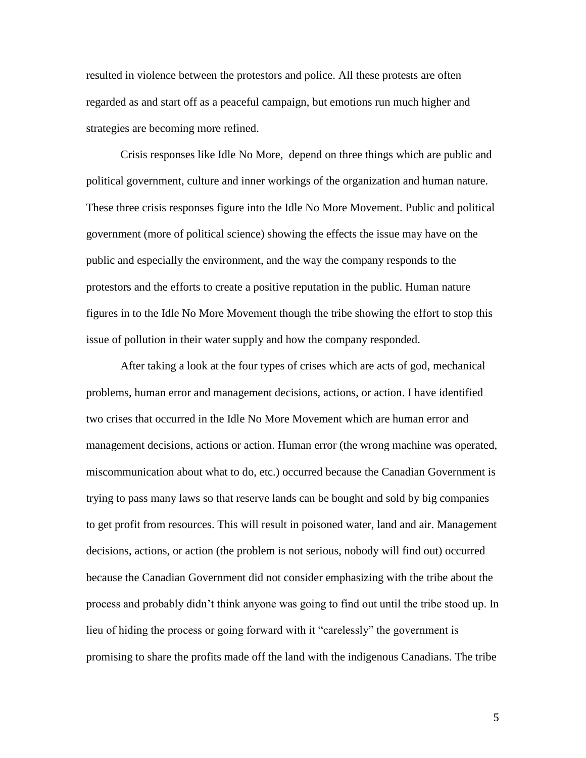resulted in violence between the protestors and police. All these protests are often regarded as and start off as a peaceful campaign, but emotions run much higher and strategies are becoming more refined.

Crisis responses like Idle No More,  depend on three things which are public and political government, culture and inner workings of the organization and human nature. These three crisis responses figure into the Idle No More Movement. Public and political government (more of political science) showing the effects the issue may have on the public and especially the environment, and the way the company responds to the protestors and the efforts to create a positive reputation in the public. Human nature figures in to the Idle No More Movement though the tribe showing the effort to stop this issue of pollution in their water supply and how the company responded.

After taking a look at the four types of crises which are acts of god, mechanical problems, human error and management decisions, actions, or action. I have identified two crises that occurred in the Idle No More Movement which are human error and management decisions, actions or action. Human error (the wrong machine was operated, miscommunication about what to do, etc.) occurred because the Canadian Government is trying to pass many laws so that reserve lands can be bought and sold by big companies to get profit from resources. This will result in poisoned water, land and air. Management decisions, actions, or action (the problem is not serious, nobody will find out) occurred because the Canadian Government did not consider emphasizing with the tribe about the process and probably didn't think anyone was going to find out until the tribe stood up. In lieu of hiding the process or going forward with it "carelessly" the government is promising to share the profits made off the land with the indigenous Canadians. The tribe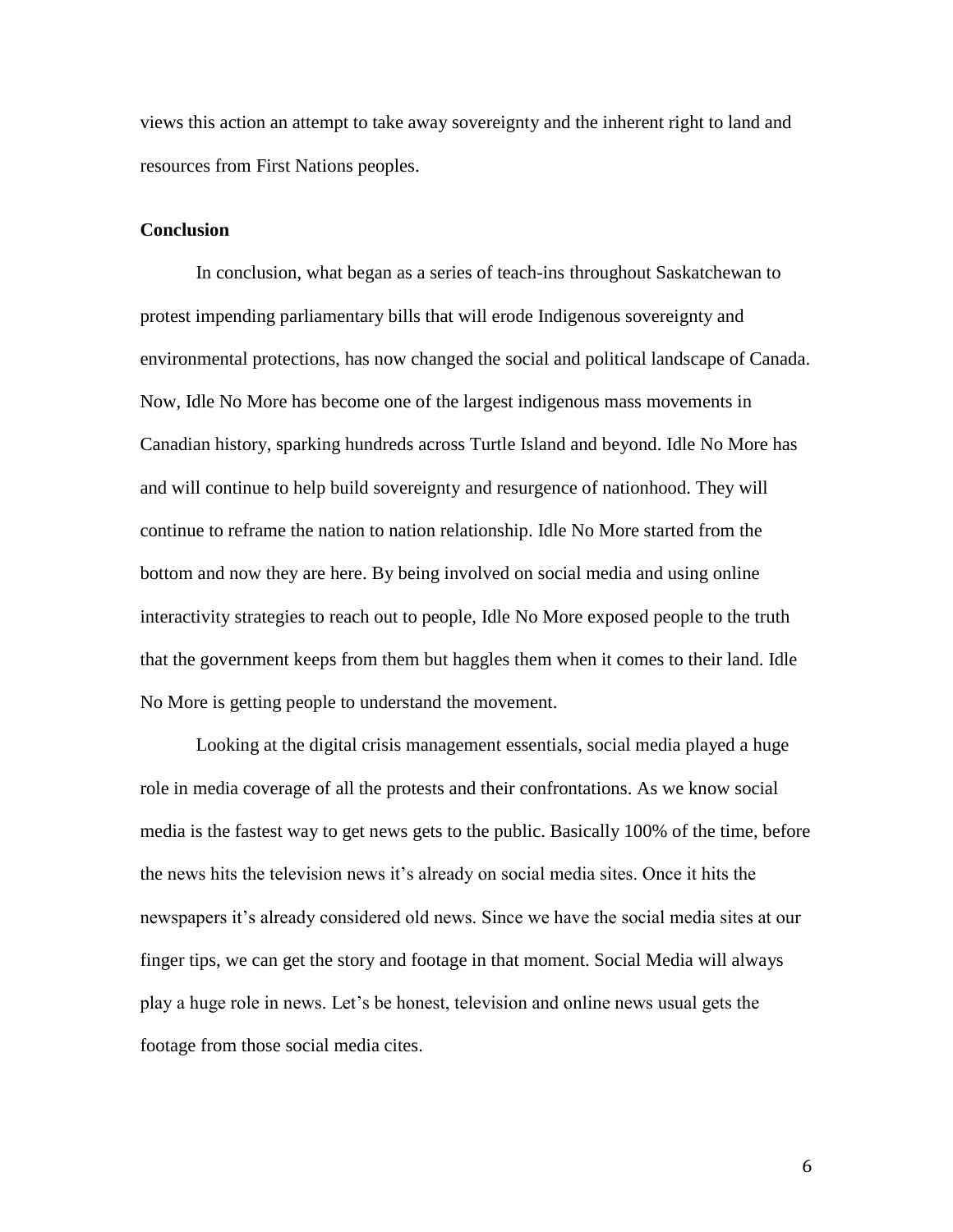views this action an attempt to take away sovereignty and the inherent right to land and resources from First Nations peoples.

**Conclusion**

In conclusion, what began as a series of teach-ins throughout Saskatchewan to protest impending parliamentary bills that will erode Indigenous sovereignty and environmental protections, has now changed the social and political landscape of Canada. Now, Idle No More has become one of the largest indigenous mass movements in Canadian history, sparking hundreds across Turtle Island and beyond. Idle No More has and will continue to help build sovereignty and resurgence of nationhood. They will continue to reframe the nation to nation relationship. Idle No More started from the bottom and now they are here. By being involved on social media and using online interactivity strategies to reach out to people, Idle No More exposed people to the truth that the government keeps from them but haggles them when it comes to their land. Idle No More is getting people to understand the movement.

Looking at the digital crisis management essentials, social media played a huge role in media coverage of all the protests and their confrontations. As we know social media is the fastest way to get news gets to the public. Basically 100% of the time, before the news hits the television news it's already on social media sites. Once it hits the newspapers it's already considered old news. Since we have the social media sites at our finger tips, we can get the story and footage in that moment. Social Media will always play a huge role in news. Let's be honest, television and online news usual gets the footage from those social media cites.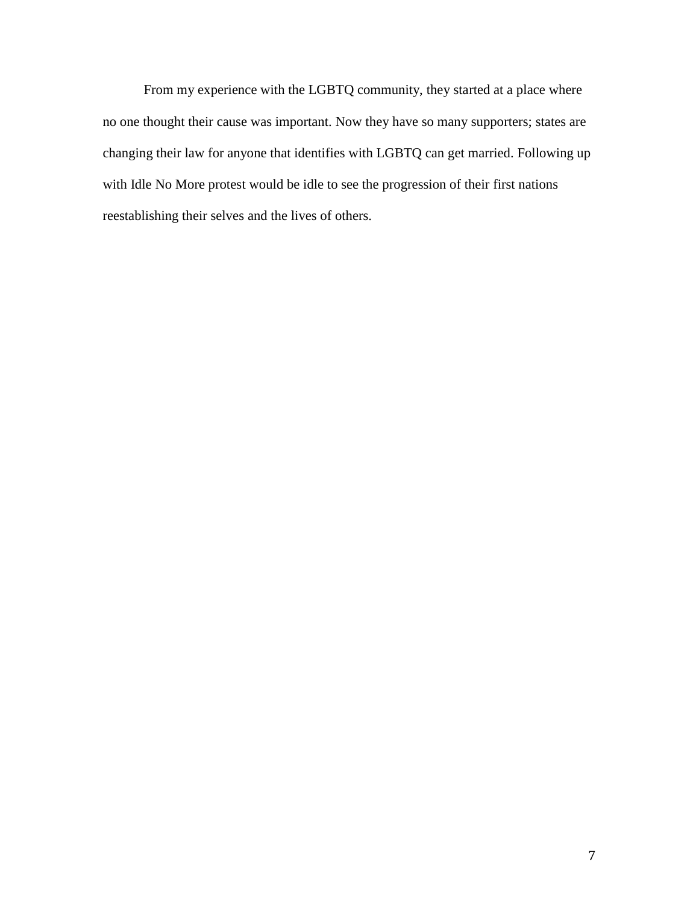From my experience with the LGBTQ community, they started at a place where no one thought their cause was important. Now they have so many supporters; states are changing their law for anyone that identifies with LGBTQ can get married. Following up with Idle No More protest would be idle to see the progression of their first nations reestablishing their selves and the lives of others.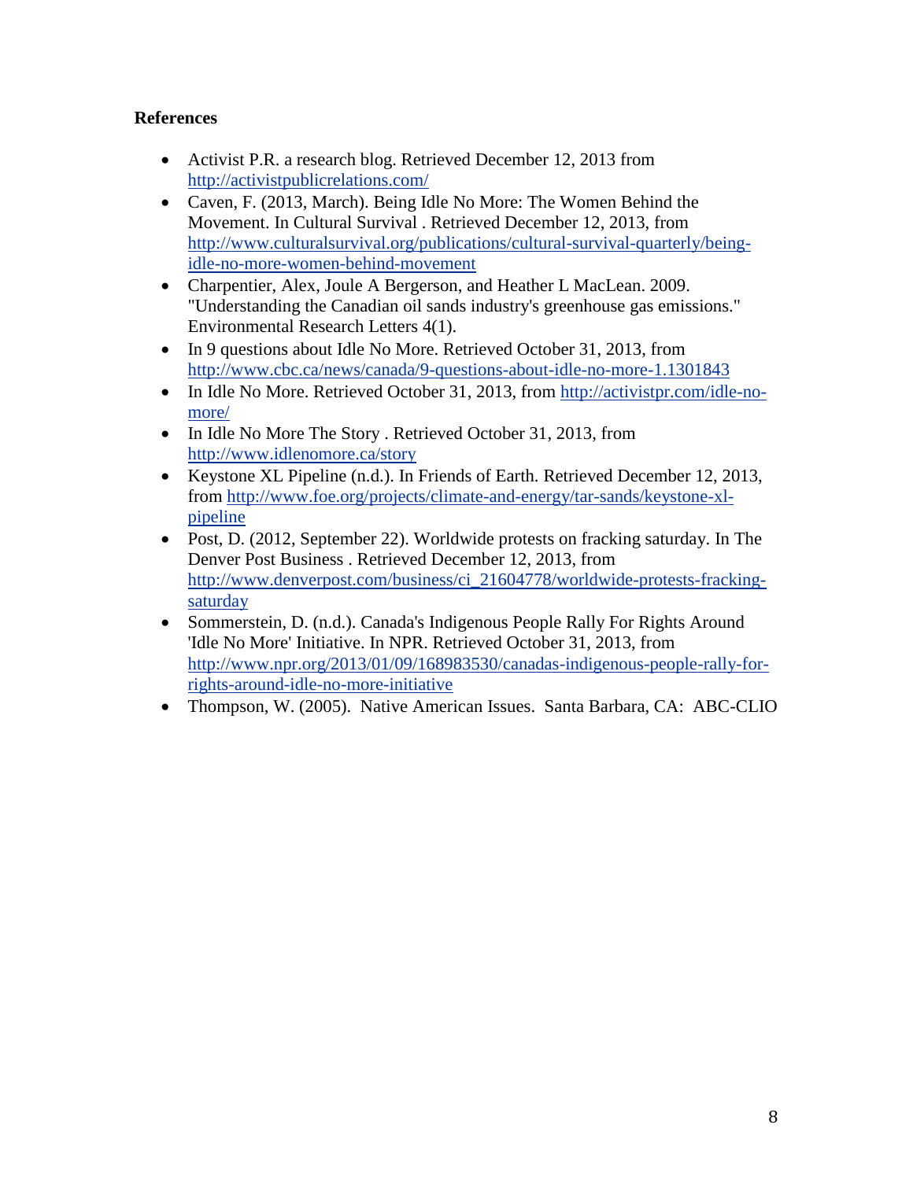**References**

- Activist P.R. a research blog. Retrieved December 12, 2013 from http://activistpublicrelations.com/
- Caven, F. (2013, March). Being Idle No More: The Women Behind the Movement. In Cultural Survival . Retrieved December 12, 2013, from http://www.culturalsurvival.org/publications/cultural-survival-quarterly/being-idle-no-more-women-behind-movement
- Charpentier, Alex, Joule A Bergerson, and Heather L MacLean. 2009. "Understanding the Canadian oil sands industry's greenhouse gas emissions." Environmental Research Letters 4(1).
- In 9 questions about Idle No More. Retrieved October 31, 2013, from http://www.cbc.ca/news/canada/9-questions-about-idle-no-more-1.1301843
- In Idle No More. Retrieved October 31, 2013, from http://activistpr.com/idle-no-more/
- In Idle No More The Story . Retrieved October 31, 2013, from http://www.idlenomore.ca/story
- Keystone XL Pipeline (n.d.). In Friends of Earth. Retrieved December 12, 2013, from http://www.foe.org/projects/climate-and-energy/tar-sands/keystone-xl-pipeline
- Post, D. (2012, September 22). Worldwide protests on fracking saturday. In The Denver Post Business . Retrieved December 12, 2013, from http://www.denverpost.com/business/ci_21604778/worldwide-protests-fracking-saturday
- Sommerstein, D. (n.d.). Canada's Indigenous People Rally For Rights Around 'Idle No More' Initiative. In NPR. Retrieved October 31, 2013, from http://www.npr.org/2013/01/09/168983530/canadas-indigenous-people-rally-for-rights-around-idle-no-more-initiative
- Thompson, W. (2005). Native American Issues. Santa Barbara, CA: ABC-CLIO